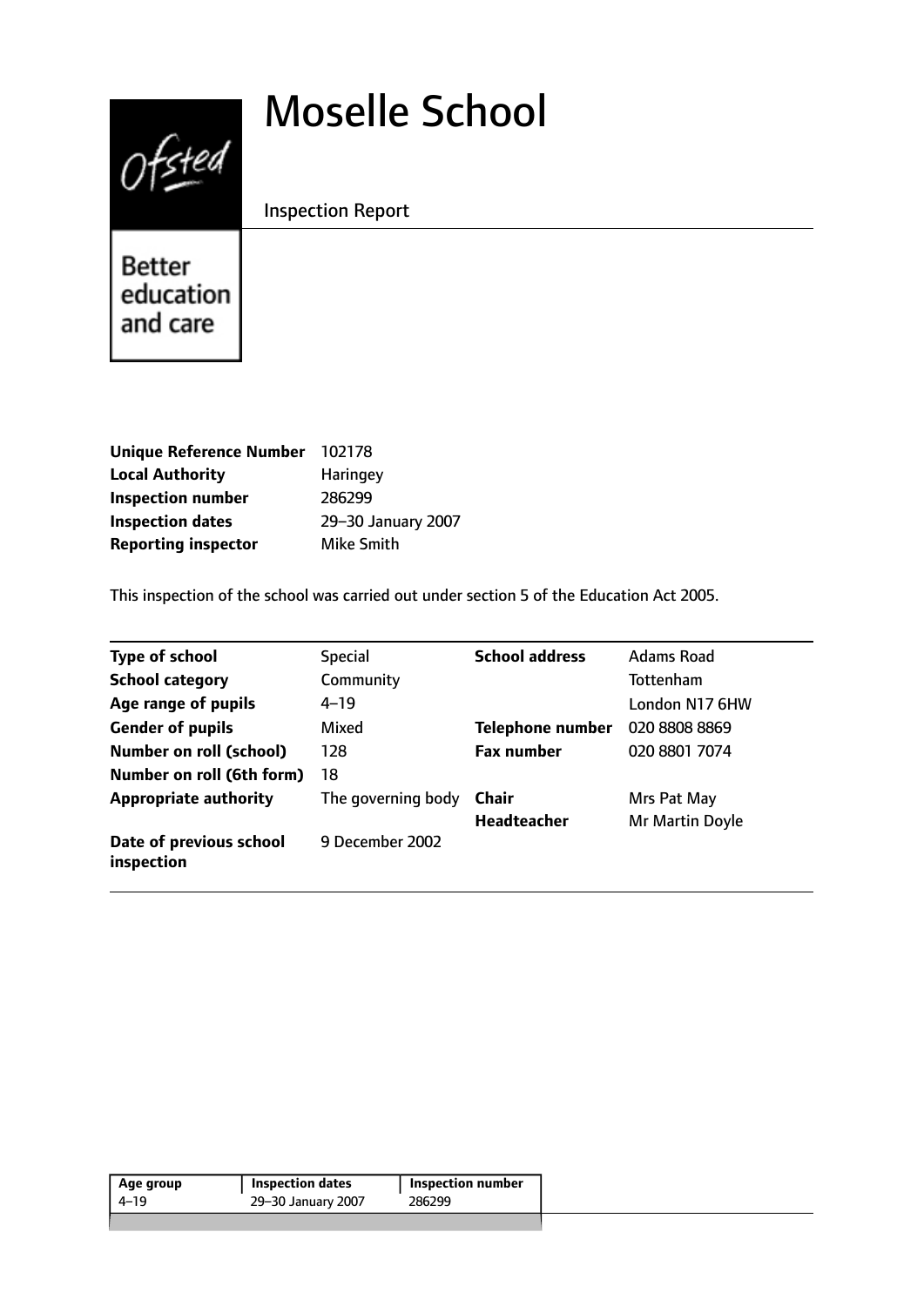# Moselle School

Inspection Report

Ofsted

Better education and care

| | |
|---|---|
| **Unique Reference Number** | 102178 |
| **Local Authority** | Haringey |
| **Inspection number** | 286299 |
| **Inspection dates** | 29–30 January 2007 |
| **Reporting inspector** | Mike Smith |

This inspection of the school was carried out under section 5 of the Education Act 2005.

| | | | |
|---|---|---|---|
| **Type of school** | Special | **School address** | Adams Road |
| **School category** | Community | | Tottenham |
| **Age range of pupils** | 4–19 | | London N17 6HW |
| **Gender of pupils** | Mixed | **Telephone number** | 020 8808 8869 |
| **Number on roll (school)** | 128 | **Fax number** | 020 8801 7074 |
| **Number on roll (6th form)** | 18 | | |
| **Appropriate authority** | The governing body | **Chair** | Mrs Pat May |
| | | **Headteacher** | Mr Martin Doyle |
| **Date of previous school inspection** | 9 December 2002 | | |

| Age group | Inspection dates | Inspection number |
|---|---|---|
| 4–19 | 29–30 January 2007 | 286299 |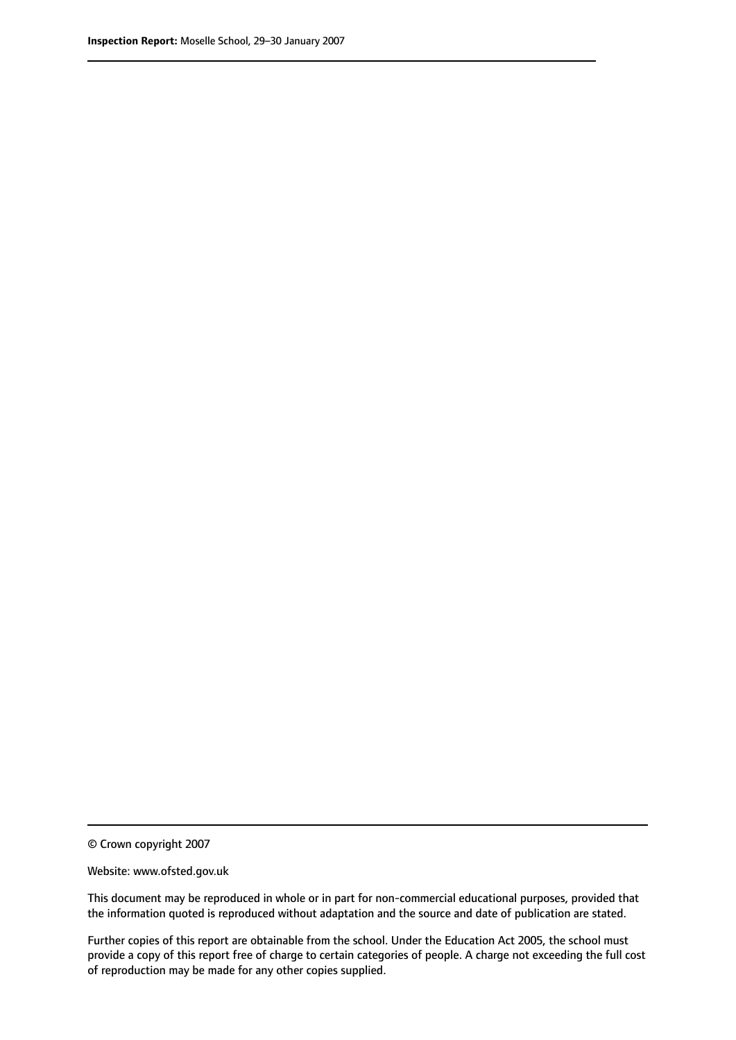© Crown copyright 2007

Website: www.ofsted.gov.uk

This document may be reproduced in whole or in part for non-commercial educational purposes, provided that the information quoted is reproduced without adaptation and the source and date of publication are stated.

Further copies of this report are obtainable from the school. Under the Education Act 2005, the school must provide a copy of this report free of charge to certain categories of people. A charge not exceeding the full cost of reproduction may be made for any other copies supplied.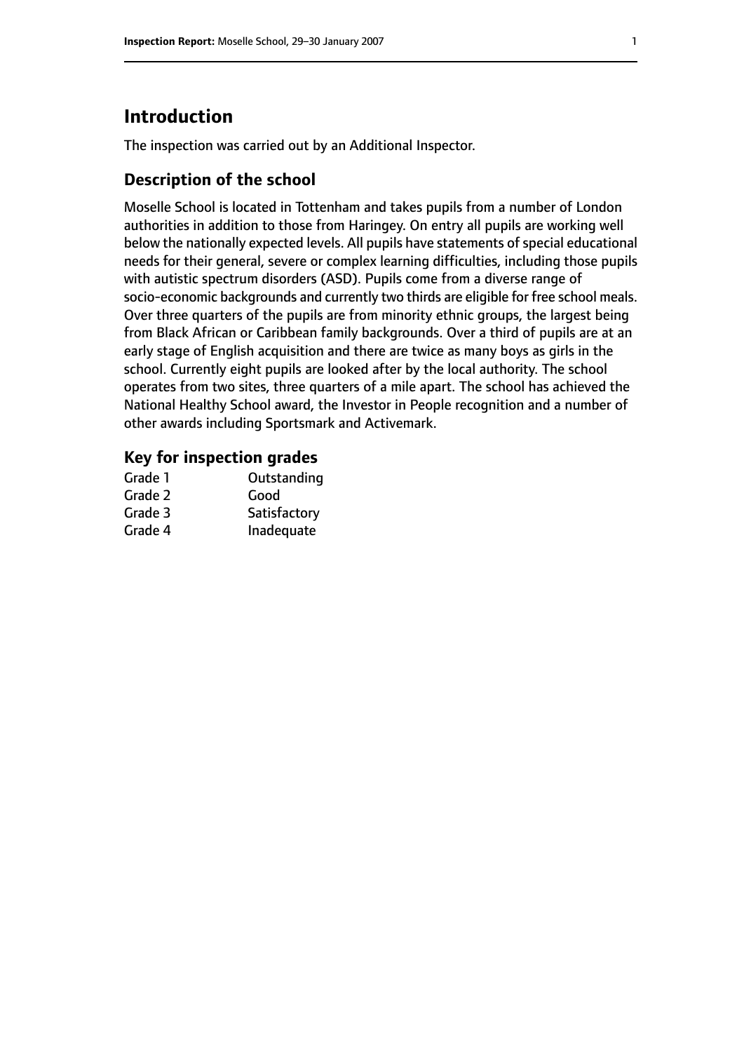# Introduction

The inspection was carried out by an Additional Inspector.

## Description of the school

Moselle School is located in Tottenham and takes pupils from a number of London authorities in addition to those from Haringey. On entry all pupils are working well below the nationally expected levels. All pupils have statements of special educational needs for their general, severe or complex learning difficulties, including those pupils with autistic spectrum disorders (ASD). Pupils come from a diverse range of socio-economic backgrounds and currently two thirds are eligible for free school meals. Over three quarters of the pupils are from minority ethnic groups, the largest being from Black African or Caribbean family backgrounds. Over a third of pupils are at an early stage of English acquisition and there are twice as many boys as girls in the school. Currently eight pupils are looked after by the local authority. The school operates from two sites, three quarters of a mile apart. The school has achieved the National Healthy School award, the Investor in People recognition and a number of other awards including Sportsmark and Activemark.

### Key for inspection grades

| | |
|---|---|
| Grade 1 | Outstanding |
| Grade 2 | Good |
| Grade 3 | Satisfactory |
| Grade 4 | Inadequate |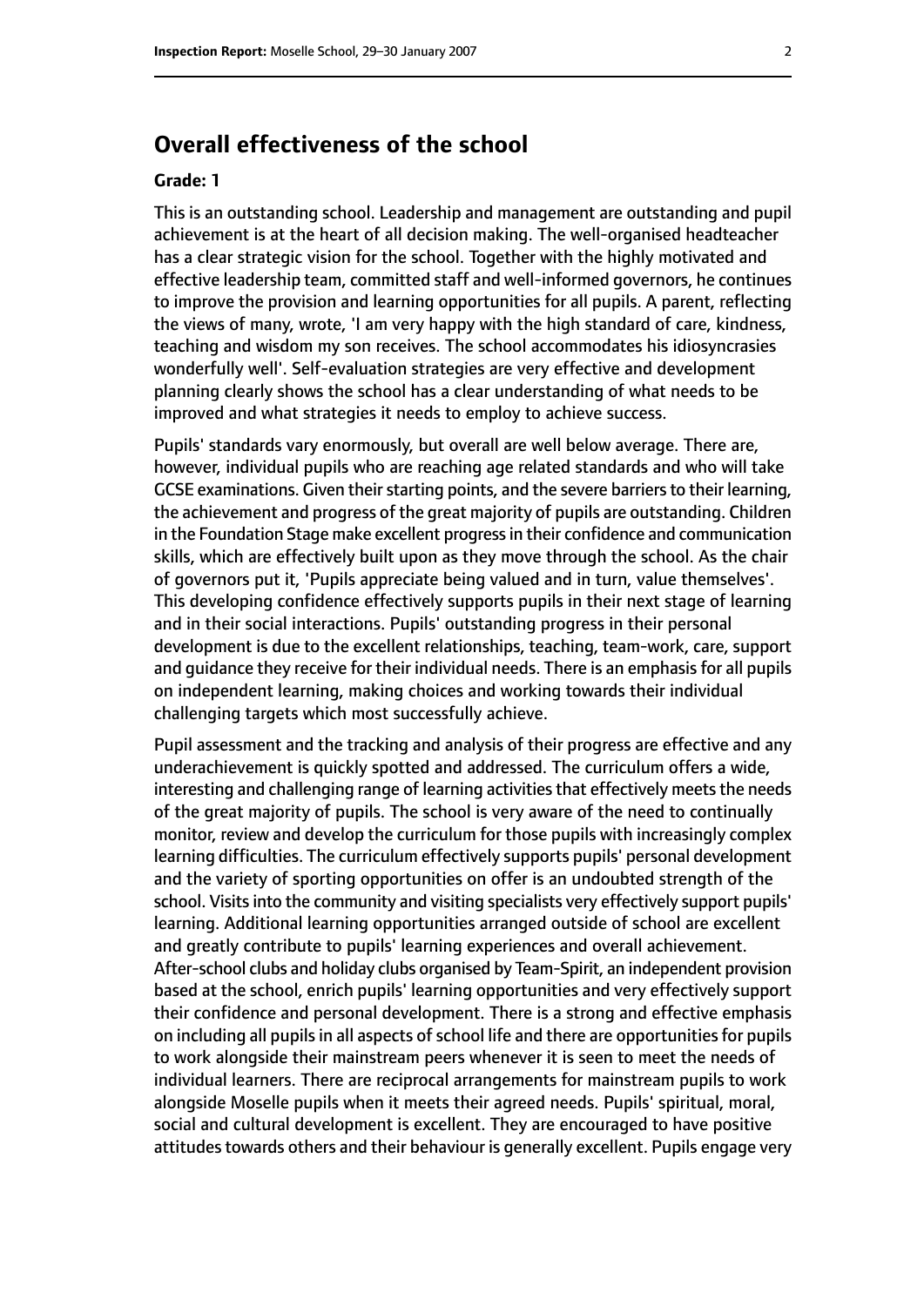## Overall effectiveness of the school

### Grade: 1

This is an outstanding school. Leadership and management are outstanding and pupil achievement is at the heart of all decision making. The well-organised headteacher has a clear strategic vision for the school. Together with the highly motivated and effective leadership team, committed staff and well-informed governors, he continues to improve the provision and learning opportunities for all pupils. A parent, reflecting the views of many, wrote, 'I am very happy with the high standard of care, kindness, teaching and wisdom my son receives. The school accommodates his idiosyncrasies wonderfully well'. Self-evaluation strategies are very effective and development planning clearly shows the school has a clear understanding of what needs to be improved and what strategies it needs to employ to achieve success.

Pupils' standards vary enormously, but overall are well below average. There are, however, individual pupils who are reaching age related standards and who will take GCSE examinations. Given their starting points, and the severe barriers to their learning, the achievement and progress of the great majority of pupils are outstanding. Children in the Foundation Stage make excellent progress in their confidence and communication skills, which are effectively built upon as they move through the school. As the chair of governors put it, 'Pupils appreciate being valued and in turn, value themselves'. This developing confidence effectively supports pupils in their next stage of learning and in their social interactions. Pupils' outstanding progress in their personal development is due to the excellent relationships, teaching, team-work, care, support and guidance they receive for their individual needs. There is an emphasis for all pupils on independent learning, making choices and working towards their individual challenging targets which most successfully achieve.

Pupil assessment and the tracking and analysis of their progress are effective and any underachievement is quickly spotted and addressed. The curriculum offers a wide, interesting and challenging range of learning activities that effectively meets the needs of the great majority of pupils. The school is very aware of the need to continually monitor, review and develop the curriculum for those pupils with increasingly complex learning difficulties. The curriculum effectively supports pupils' personal development and the variety of sporting opportunities on offer is an undoubted strength of the school. Visits into the community and visiting specialists very effectively support pupils' learning. Additional learning opportunities arranged outside of school are excellent and greatly contribute to pupils' learning experiences and overall achievement. After-school clubs and holiday clubs organised by Team-Spirit, an independent provision based at the school, enrich pupils' learning opportunities and very effectively support their confidence and personal development. There is a strong and effective emphasis on including all pupils in all aspects of school life and there are opportunities for pupils to work alongside their mainstream peers whenever it is seen to meet the needs of individual learners. There are reciprocal arrangements for mainstream pupils to work alongside Moselle pupils when it meets their agreed needs. Pupils' spiritual, moral, social and cultural development is excellent. They are encouraged to have positive attitudes towards others and their behaviour is generally excellent. Pupils engage very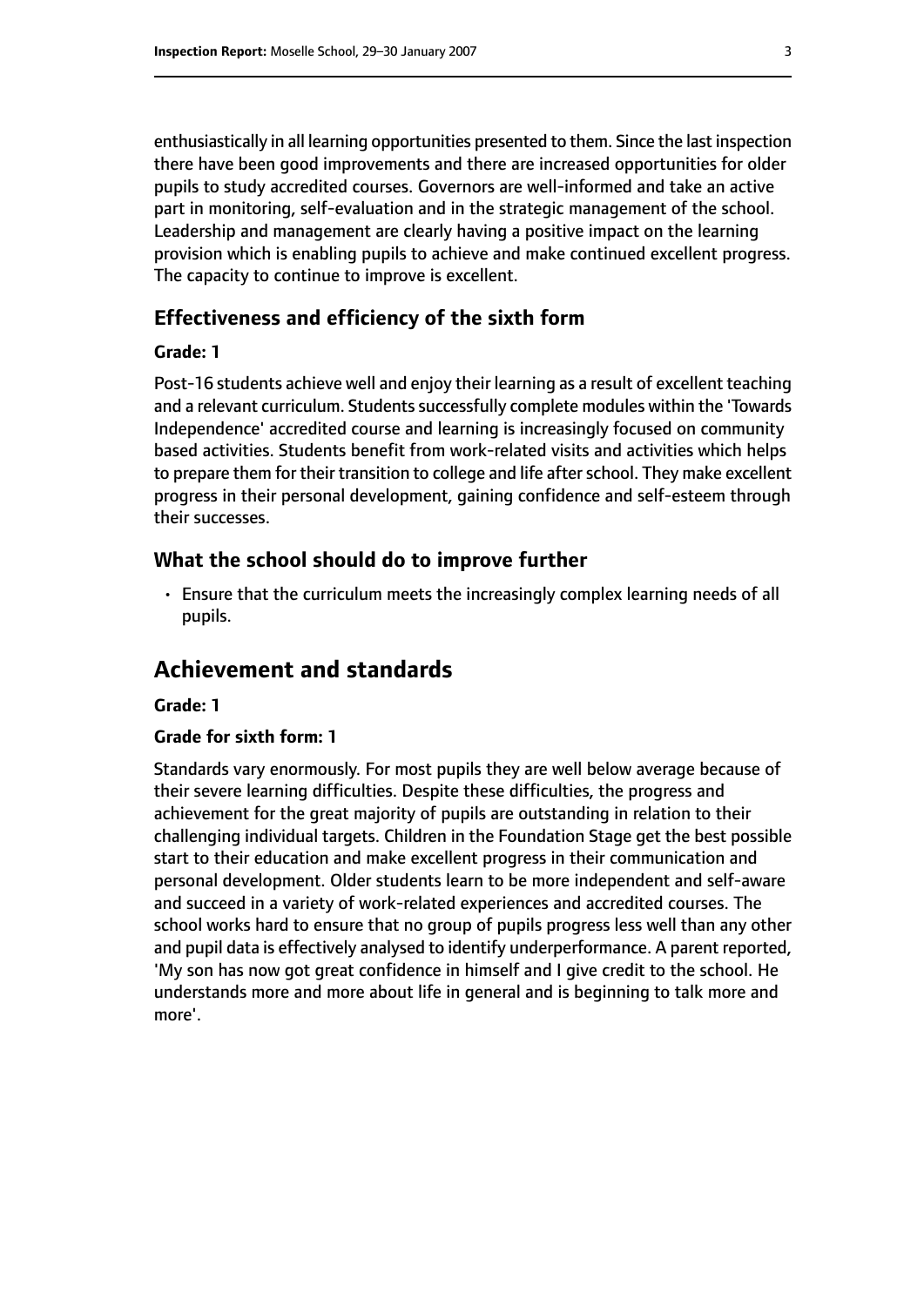enthusiastically in all learning opportunities presented to them. Since the last inspection there have been good improvements and there are increased opportunities for older pupils to study accredited courses. Governors are well-informed and take an active part in monitoring, self-evaluation and in the strategic management of the school. Leadership and management are clearly having a positive impact on the learning provision which is enabling pupils to achieve and make continued excellent progress. The capacity to continue to improve is excellent.

### Effectiveness and efficiency of the sixth form

#### Grade: 1

Post-16 students achieve well and enjoy their learning as a result of excellent teaching and a relevant curriculum. Students successfully complete modules within the 'Towards Independence' accredited course and learning is increasingly focused on community based activities. Students benefit from work-related visits and activities which helps to prepare them for their transition to college and life after school. They make excellent progress in their personal development, gaining confidence and self-esteem through their successes.

### What the school should do to improve further

- Ensure that the curriculum meets the increasingly complex learning needs of all pupils.

## Achievement and standards

#### Grade: 1

#### Grade for sixth form: 1

Standards vary enormously. For most pupils they are well below average because of their severe learning difficulties. Despite these difficulties, the progress and achievement for the great majority of pupils are outstanding in relation to their challenging individual targets. Children in the Foundation Stage get the best possible start to their education and make excellent progress in their communication and personal development. Older students learn to be more independent and self-aware and succeed in a variety of work-related experiences and accredited courses. The school works hard to ensure that no group of pupils progress less well than any other and pupil data is effectively analysed to identify underperformance. A parent reported, 'My son has now got great confidence in himself and I give credit to the school. He understands more and more about life in general and is beginning to talk more and more'.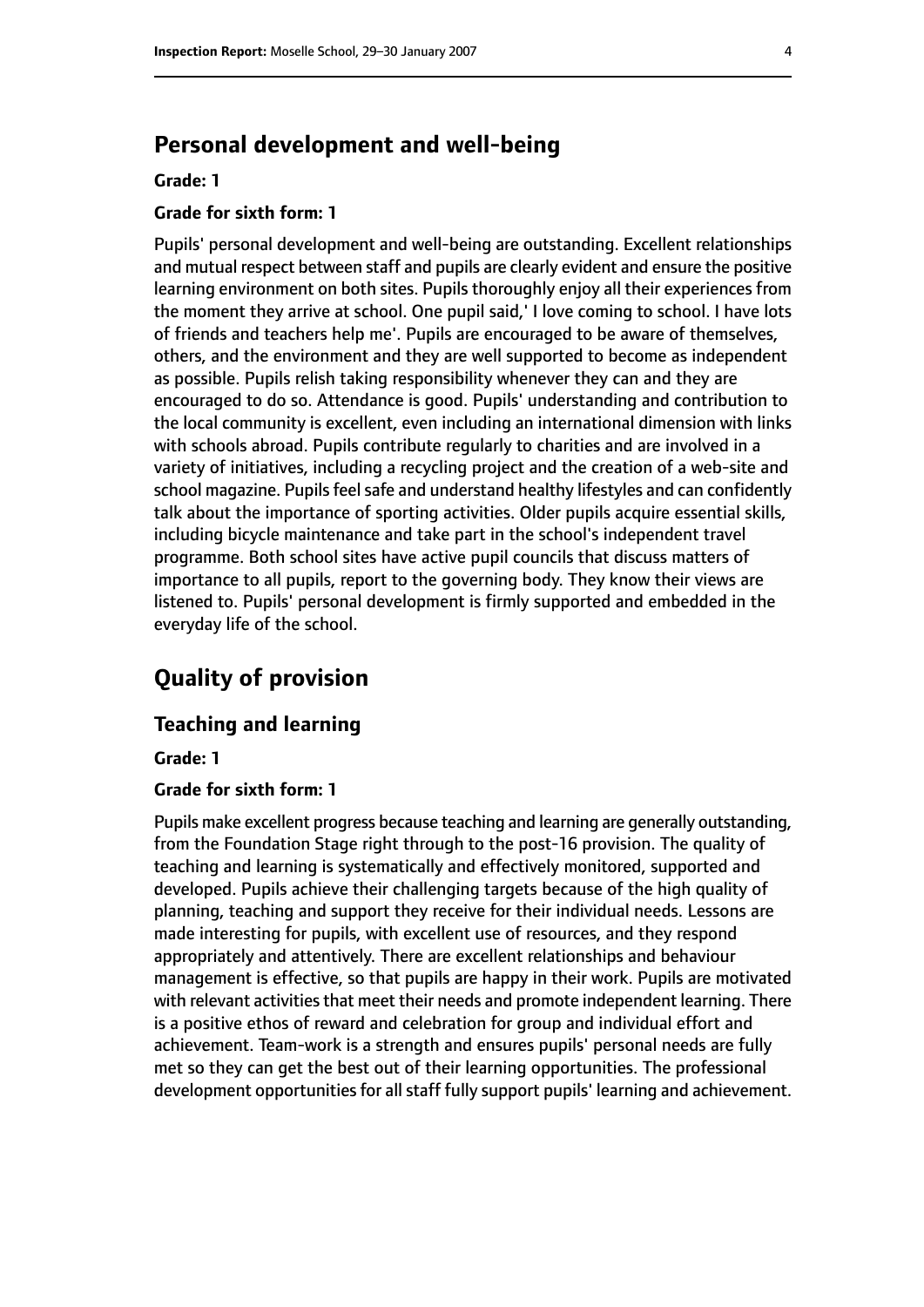## Personal development and well-being

**Grade: 1**

**Grade for sixth form: 1**

Pupils' personal development and well-being are outstanding. Excellent relationships and mutual respect between staff and pupils are clearly evident and ensure the positive learning environment on both sites. Pupils thoroughly enjoy all their experiences from the moment they arrive at school. One pupil said,' I love coming to school. I have lots of friends and teachers help me'. Pupils are encouraged to be aware of themselves, others, and the environment and they are well supported to become as independent as possible. Pupils relish taking responsibility whenever they can and they are encouraged to do so. Attendance is good. Pupils' understanding and contribution to the local community is excellent, even including an international dimension with links with schools abroad. Pupils contribute regularly to charities and are involved in a variety of initiatives, including a recycling project and the creation of a web-site and school magazine. Pupils feel safe and understand healthy lifestyles and can confidently talk about the importance of sporting activities. Older pupils acquire essential skills, including bicycle maintenance and take part in the school's independent travel programme. Both school sites have active pupil councils that discuss matters of importance to all pupils, report to the governing body. They know their views are listened to. Pupils' personal development is firmly supported and embedded in the everyday life of the school.

# Quality of provision

## Teaching and learning

**Grade: 1**

**Grade for sixth form: 1**

Pupils make excellent progress because teaching and learning are generally outstanding, from the Foundation Stage right through to the post-16 provision. The quality of teaching and learning is systematically and effectively monitored, supported and developed. Pupils achieve their challenging targets because of the high quality of planning, teaching and support they receive for their individual needs. Lessons are made interesting for pupils, with excellent use of resources, and they respond appropriately and attentively. There are excellent relationships and behaviour management is effective, so that pupils are happy in their work. Pupils are motivated with relevant activities that meet their needs and promote independent learning. There is a positive ethos of reward and celebration for group and individual effort and achievement. Team-work is a strength and ensures pupils' personal needs are fully met so they can get the best out of their learning opportunities. The professional development opportunities for all staff fully support pupils' learning and achievement.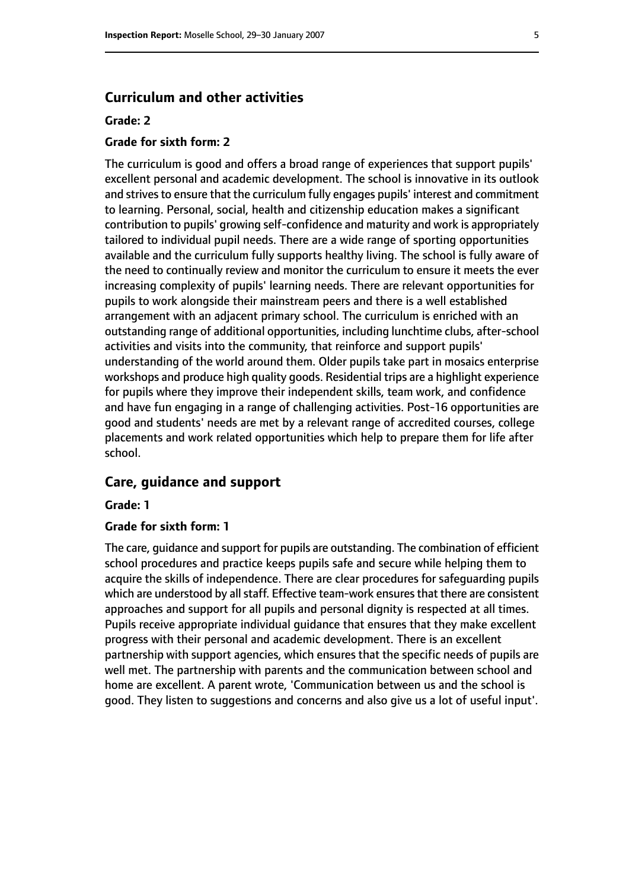## Curriculum and other activities

#### Grade: 2

#### Grade for sixth form: 2

The curriculum is good and offers a broad range of experiences that support pupils' excellent personal and academic development. The school is innovative in its outlook and strives to ensure that the curriculum fully engages pupils' interest and commitment to learning. Personal, social, health and citizenship education makes a significant contribution to pupils' growing self-confidence and maturity and work is appropriately tailored to individual pupil needs. There are a wide range of sporting opportunities available and the curriculum fully supports healthy living. The school is fully aware of the need to continually review and monitor the curriculum to ensure it meets the ever increasing complexity of pupils' learning needs. There are relevant opportunities for pupils to work alongside their mainstream peers and there is a well established arrangement with an adjacent primary school. The curriculum is enriched with an outstanding range of additional opportunities, including lunchtime clubs, after-school activities and visits into the community, that reinforce and support pupils' understanding of the world around them. Older pupils take part in mosaics enterprise workshops and produce high quality goods. Residential trips are a highlight experience for pupils where they improve their independent skills, team work, and confidence and have fun engaging in a range of challenging activities. Post-16 opportunities are good and students' needs are met by a relevant range of accredited courses, college placements and work related opportunities which help to prepare them for life after school.

## Care, guidance and support

#### Grade: 1

#### Grade for sixth form: 1

The care, guidance and support for pupils are outstanding. The combination of efficient school procedures and practice keeps pupils safe and secure while helping them to acquire the skills of independence. There are clear procedures for safeguarding pupils which are understood by all staff. Effective team-work ensures that there are consistent approaches and support for all pupils and personal dignity is respected at all times. Pupils receive appropriate individual guidance that ensures that they make excellent progress with their personal and academic development. There is an excellent partnership with support agencies, which ensures that the specific needs of pupils are well met. The partnership with parents and the communication between school and home are excellent. A parent wrote, 'Communication between us and the school is good. They listen to suggestions and concerns and also give us a lot of useful input'.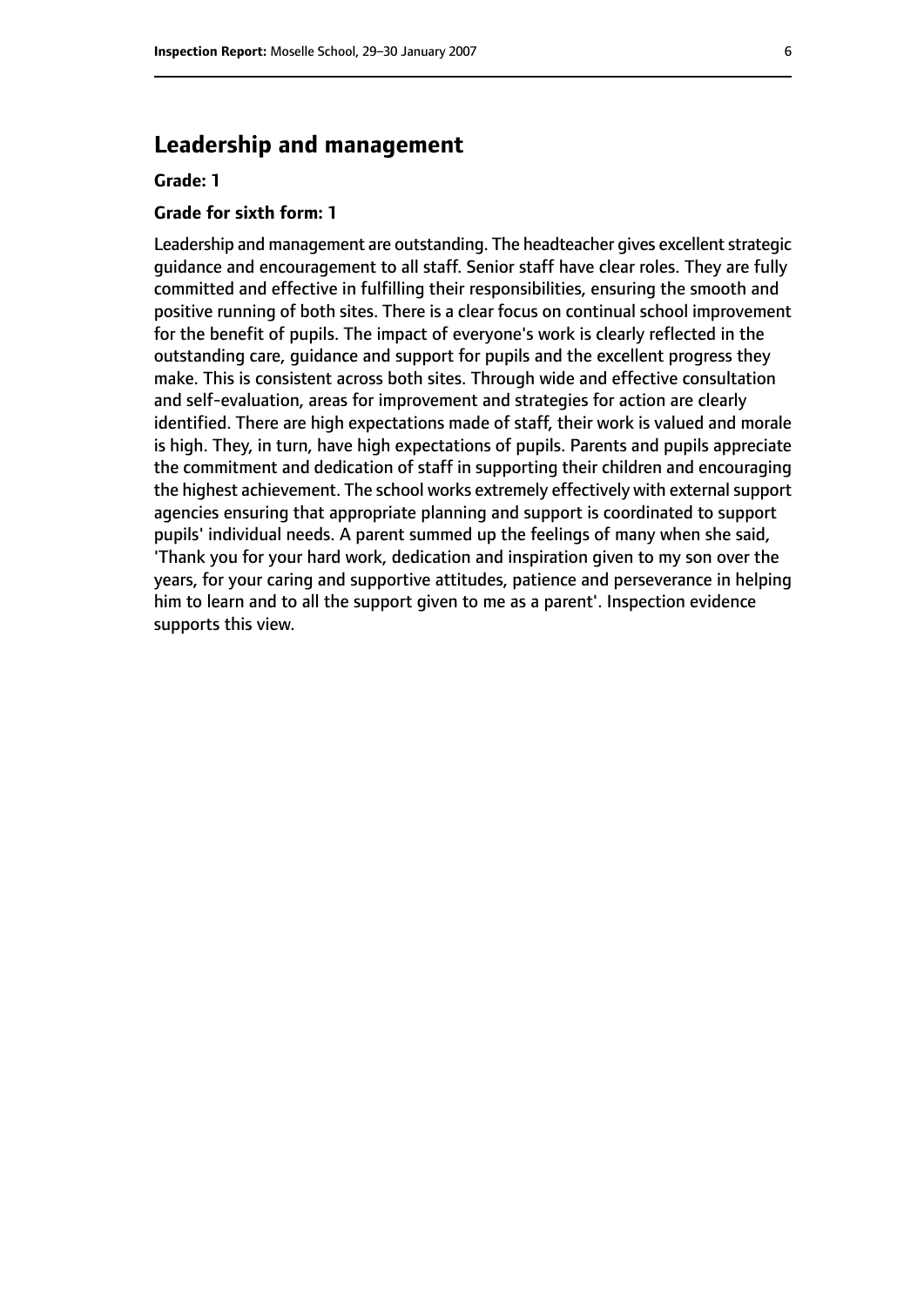## Leadership and management

**Grade: 1**

**Grade for sixth form: 1**

Leadership and management are outstanding. The headteacher gives excellent strategic guidance and encouragement to all staff. Senior staff have clear roles. They are fully committed and effective in fulfilling their responsibilities, ensuring the smooth and positive running of both sites. There is a clear focus on continual school improvement for the benefit of pupils. The impact of everyone's work is clearly reflected in the outstanding care, guidance and support for pupils and the excellent progress they make. This is consistent across both sites. Through wide and effective consultation and self-evaluation, areas for improvement and strategies for action are clearly identified. There are high expectations made of staff, their work is valued and morale is high. They, in turn, have high expectations of pupils. Parents and pupils appreciate the commitment and dedication of staff in supporting their children and encouraging the highest achievement. The school works extremely effectively with external support agencies ensuring that appropriate planning and support is coordinated to support pupils' individual needs. A parent summed up the feelings of many when she said, 'Thank you for your hard work, dedication and inspiration given to my son over the years, for your caring and supportive attitudes, patience and perseverance in helping him to learn and to all the support given to me as a parent'. Inspection evidence supports this view.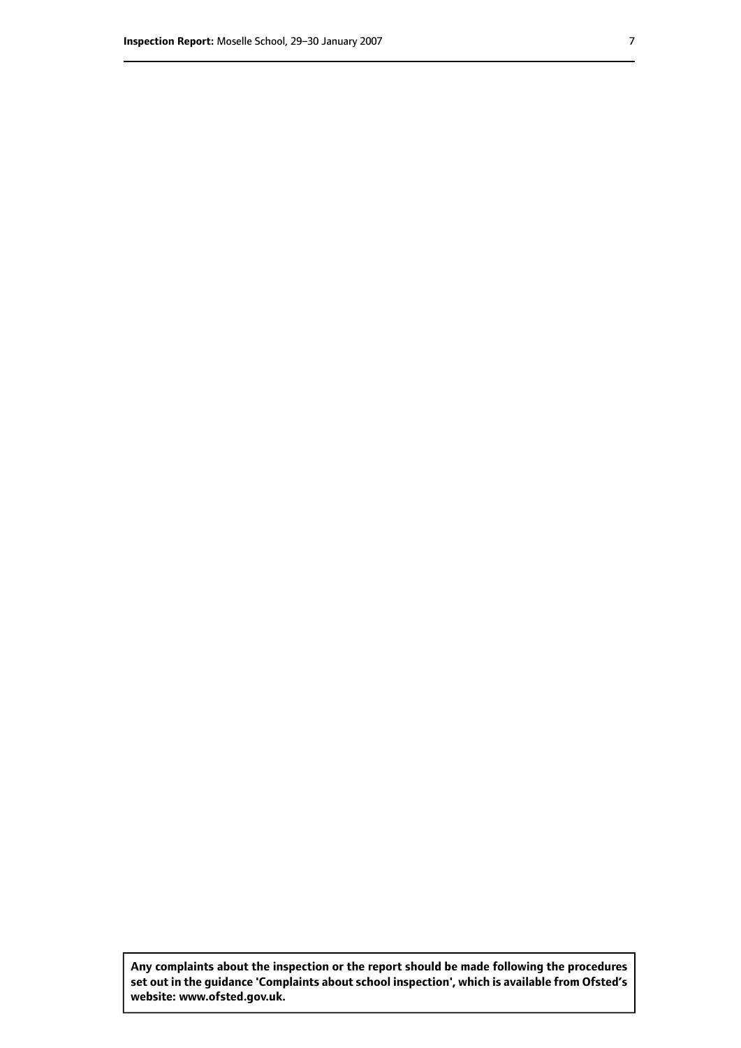**Any complaints about the inspection or the report should be made following the procedures set out in the guidance 'Complaints about school inspection', which is available from Ofsted's website: www.ofsted.gov.uk.**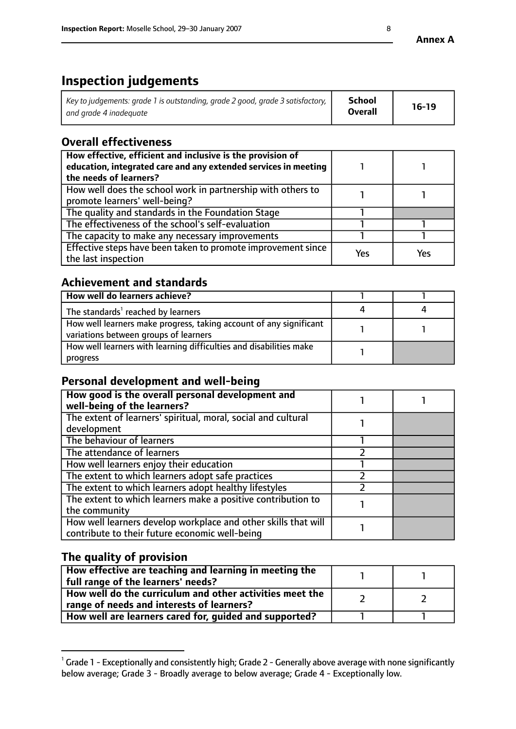**Annex A**

# Inspection judgements

| *Key to judgements: grade 1 is outstanding, grade 2 good, grade 3 satisfactory, and grade 4 inadequate* | **School Overall** | **16-19** |
| --- | --- | --- |

## Overall effectiveness

| | | |
| --- | --- | --- |
| **How effective, efficient and inclusive is the provision of education, integrated care and any extended services in meeting the needs of learners?** | 1 | 1 |
| How well does the school work in partnership with others to promote learners' well-being? | 1 | 1 |
| The quality and standards in the Foundation Stage | 1 | |
| The effectiveness of the school's self-evaluation | 1 | 1 |
| The capacity to make any necessary improvements | 1 | 1 |
| Effective steps have been taken to promote improvement since the last inspection | Yes | Yes |

## Achievement and standards

| | | |
| --- | --- | --- |
| **How well do learners achieve?** | 1 | 1 |
| The standards[1] reached by learners | 4 | 4 |
| How well learners make progress, taking account of any significant variations between groups of learners | 1 | 1 |
| How well learners with learning difficulties and disabilities make progress | 1 | |

## Personal development and well-being

| | | |
| --- | --- | --- |
| **How good is the overall personal development and well-being of the learners?** | 1 | 1 |
| The extent of learners' spiritual, moral, social and cultural development | 1 | |
| The behaviour of learners | 1 | |
| The attendance of learners | 2 | |
| How well learners enjoy their education | 1 | |
| The extent to which learners adopt safe practices | 2 | |
| The extent to which learners adopt healthy lifestyles | 2 | |
| The extent to which learners make a positive contribution to the community | 1 | |
| How well learners develop workplace and other skills that will contribute to their future economic well-being | 1 | |

## The quality of provision

| | | |
| --- | --- | --- |
| **How effective are teaching and learning in meeting the full range of the learners' needs?** | 1 | 1 |
| **How well do the curriculum and other activities meet the range of needs and interests of learners?** | 2 | 2 |
| **How well are learners cared for, guided and supported?** | 1 | 1 |

[1] Grade 1 - Exceptionally and consistently high; Grade 2 - Generally above average with none significantly below average; Grade 3 - Broadly average to below average; Grade 4 - Exceptionally low.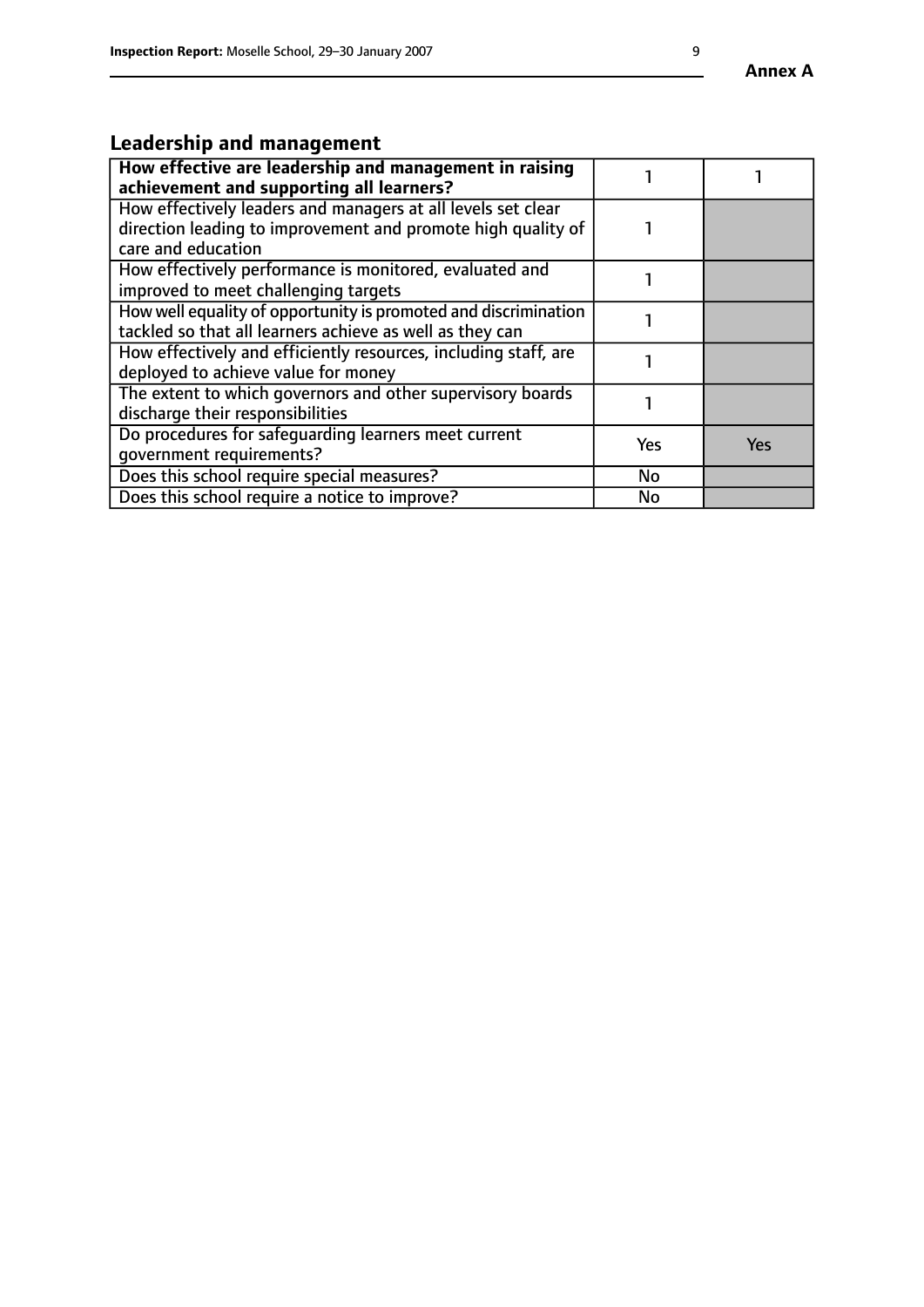## Leadership and management

| How effective are leadership and management in raising achievement and supporting all learners? | 1 | 1 |
| --- | --- | --- |
| How effectively leaders and managers at all levels set clear direction leading to improvement and promote high quality of care and education | 1 | |
| How effectively performance is monitored, evaluated and improved to meet challenging targets | 1 | |
| How well equality of opportunity is promoted and discrimination tackled so that all learners achieve as well as they can | 1 | |
| How effectively and efficiently resources, including staff, are deployed to achieve value for money | 1 | |
| The extent to which governors and other supervisory boards discharge their responsibilities | 1 | |
| Do procedures for safeguarding learners meet current government requirements? | Yes | Yes |
| Does this school require special measures? | No | |
| Does this school require a notice to improve? | No | |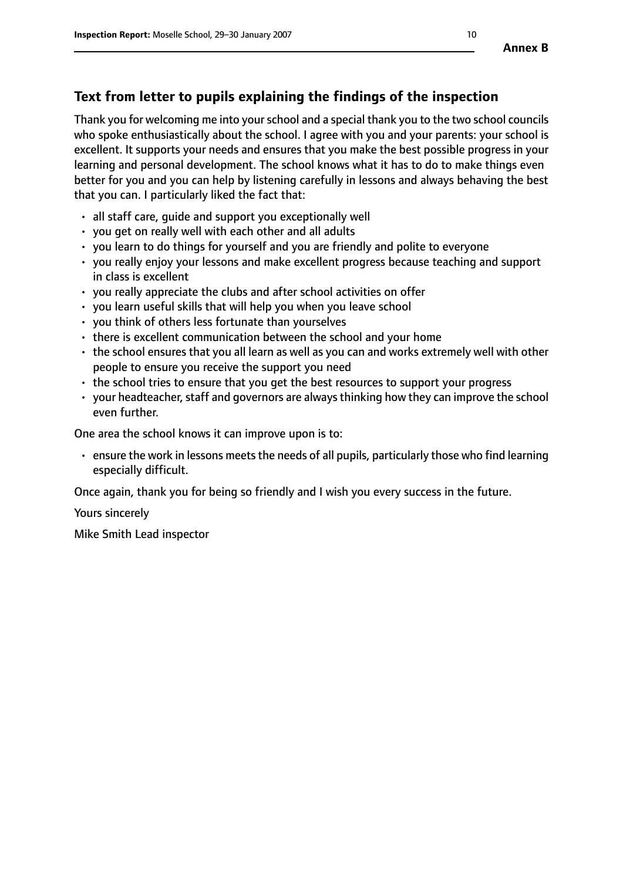## Text from letter to pupils explaining the findings of the inspection

Thank you for welcoming me into your school and a special thank you to the two school councils who spoke enthusiastically about the school. I agree with you and your parents: your school is excellent. It supports your needs and ensures that you make the best possible progress in your learning and personal development. The school knows what it has to do to make things even better for you and you can help by listening carefully in lessons and always behaving the best that you can. I particularly liked the fact that:

- all staff care, guide and support you exceptionally well
- you get on really well with each other and all adults
- you learn to do things for yourself and you are friendly and polite to everyone
- you really enjoy your lessons and make excellent progress because teaching and support in class is excellent
- you really appreciate the clubs and after school activities on offer
- you learn useful skills that will help you when you leave school
- you think of others less fortunate than yourselves
- there is excellent communication between the school and your home
- the school ensures that you all learn as well as you can and works extremely well with other people to ensure you receive the support you need
- the school tries to ensure that you get the best resources to support your progress
- your headteacher, staff and governors are always thinking how they can improve the school even further.

One area the school knows it can improve upon is to:

- ensure the work in lessons meets the needs of all pupils, particularly those who find learning especially difficult.

Once again, thank you for being so friendly and I wish you every success in the future.

Yours sincerely

Mike Smith Lead inspector